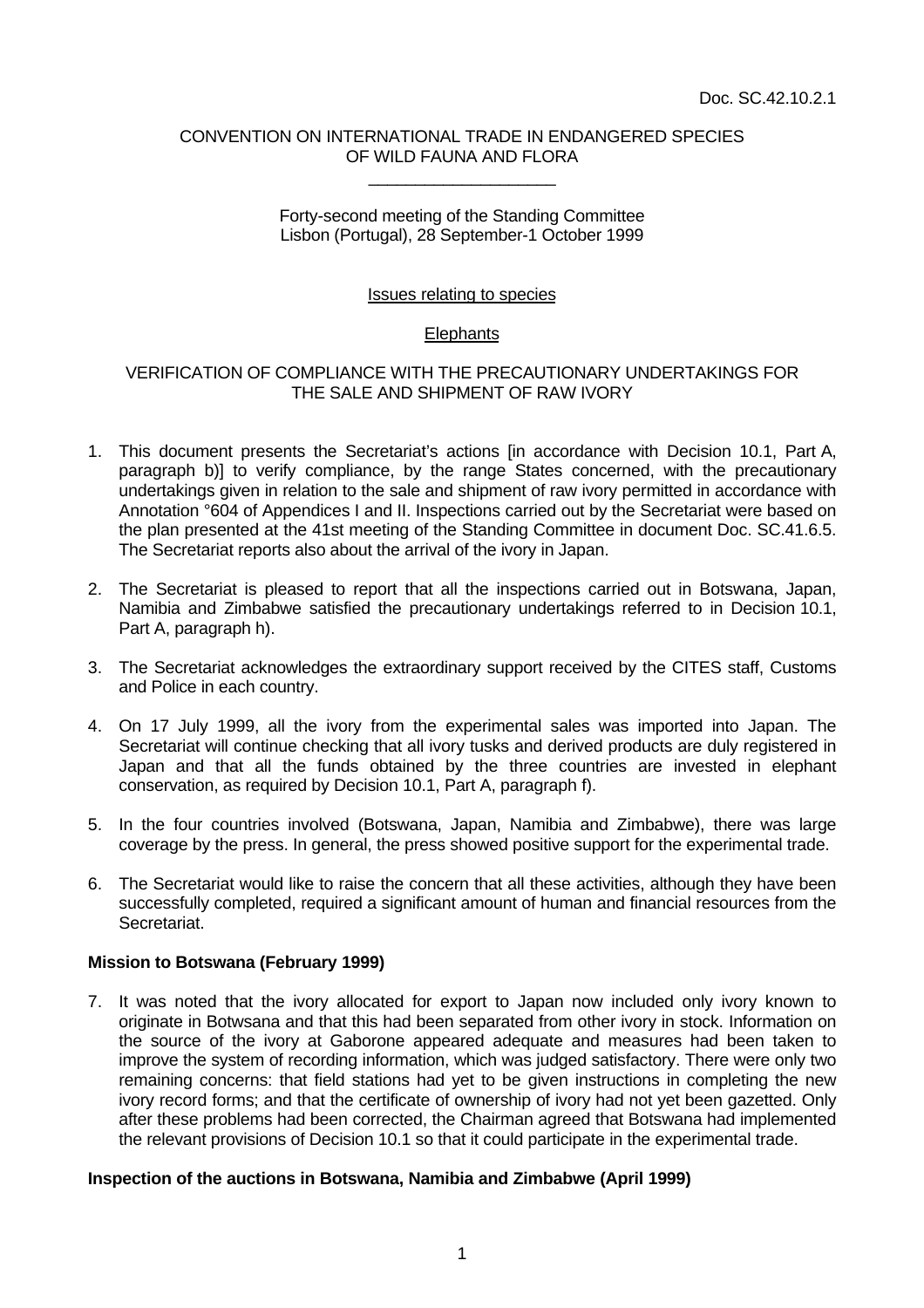Doc. SC.42.10.2.1

CONVENTION ON INTERNATIONAL TRADE IN ENDANGERED SPECIES OF WILD FAUNA AND FLORA

\_\_\_\_\_\_\_\_\_\_\_\_\_\_\_\_\_\_\_\_

Forty-second meeting of the Standing Committee
Lisbon (Portugal), 28 September-1 October 1999

Issues relating to species

Elephants

VERIFICATION OF COMPLIANCE WITH THE PRECAUTIONARY UNDERTAKINGS FOR THE SALE AND SHIPMENT OF RAW IVORY

1. This document presents the Secretariat's actions [in accordance with Decision 10.1, Part A, paragraph b)] to verify compliance, by the range States concerned, with the precautionary undertakings given in relation to the sale and shipment of raw ivory permitted in accordance with Annotation °604 of Appendices I and II. Inspections carried out by the Secretariat were based on the plan presented at the 41st meeting of the Standing Committee in document Doc. SC.41.6.5. The Secretariat reports also about the arrival of the ivory in Japan.

2. The Secretariat is pleased to report that all the inspections carried out in Botswana, Japan, Namibia and Zimbabwe satisfied the precautionary undertakings referred to in Decision 10.1, Part A, paragraph h).

3. The Secretariat acknowledges the extraordinary support received by the CITES staff, Customs and Police in each country.

4. On 17 July 1999, all the ivory from the experimental sales was imported into Japan. The Secretariat will continue checking that all ivory tusks and derived products are duly registered in Japan and that all the funds obtained by the three countries are invested in elephant conservation, as required by Decision 10.1, Part A, paragraph f).

5. In the four countries involved (Botswana, Japan, Namibia and Zimbabwe), there was large coverage by the press. In general, the press showed positive support for the experimental trade.

6. The Secretariat would like to raise the concern that all these activities, although they have been successfully completed, required a significant amount of human and financial resources from the Secretariat.

**Mission to Botswana (February 1999)**

7. It was noted that the ivory allocated for export to Japan now included only ivory known to originate in Botwsana and that this had been separated from other ivory in stock. Information on the source of the ivory at Gaborone appeared adequate and measures had been taken to improve the system of recording information, which was judged satisfactory. There were only two remaining concerns: that field stations had yet to be given instructions in completing the new ivory record forms; and that the certificate of ownership of ivory had not yet been gazetted. Only after these problems had been corrected, the Chairman agreed that Botswana had implemented the relevant provisions of Decision 10.1 so that it could participate in the experimental trade.

**Inspection of the auctions in Botswana, Namibia and Zimbabwe (April 1999)**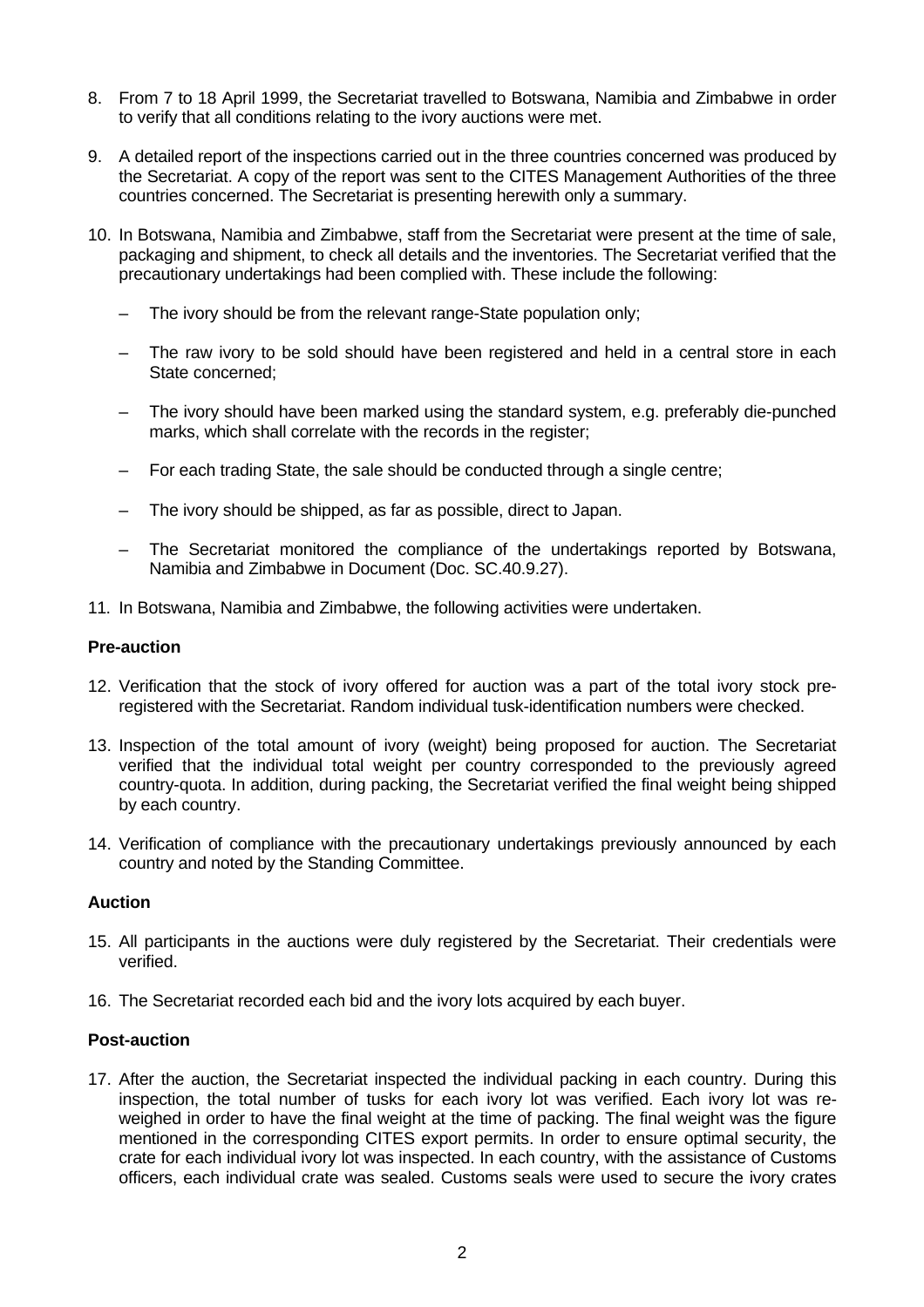8. From 7 to 18 April 1999, the Secretariat travelled to Botswana, Namibia and Zimbabwe in order to verify that all conditions relating to the ivory auctions were met.

9. A detailed report of the inspections carried out in the three countries concerned was produced by the Secretariat. A copy of the report was sent to the CITES Management Authorities of the three countries concerned. The Secretariat is presenting herewith only a summary.

10. In Botswana, Namibia and Zimbabwe, staff from the Secretariat were present at the time of sale, packaging and shipment, to check all details and the inventories. The Secretariat verified that the precautionary undertakings had been complied with. These include the following:

    – The ivory should be from the relevant range-State population only;

    – The raw ivory to be sold should have been registered and held in a central store in each State concerned;

    – The ivory should have been marked using the standard system, e.g. preferably die-punched marks, which shall correlate with the records in the register;

    – For each trading State, the sale should be conducted through a single centre;

    – The ivory should be shipped, as far as possible, direct to Japan.

    – The Secretariat monitored the compliance of the undertakings reported by Botswana, Namibia and Zimbabwe in Document (Doc. SC.40.9.27).

11. In Botswana, Namibia and Zimbabwe, the following activities were undertaken.

**Pre-auction**

12. Verification that the stock of ivory offered for auction was a part of the total ivory stock pre-registered with the Secretariat. Random individual tusk-identification numbers were checked.

13. Inspection of the total amount of ivory (weight) being proposed for auction. The Secretariat verified that the individual total weight per country corresponded to the previously agreed country-quota. In addition, during packing, the Secretariat verified the final weight being shipped by each country.

14. Verification of compliance with the precautionary undertakings previously announced by each country and noted by the Standing Committee.

**Auction**

15. All participants in the auctions were duly registered by the Secretariat. Their credentials were verified.

16. The Secretariat recorded each bid and the ivory lots acquired by each buyer.

**Post-auction**

17. After the auction, the Secretariat inspected the individual packing in each country. During this inspection, the total number of tusks for each ivory lot was verified. Each ivory lot was re-weighed in order to have the final weight at the time of packing. The final weight was the figure mentioned in the corresponding CITES export permits. In order to ensure optimal security, the crate for each individual ivory lot was inspected. In each country, with the assistance of Customs officers, each individual crate was sealed. Customs seals were used to secure the ivory crates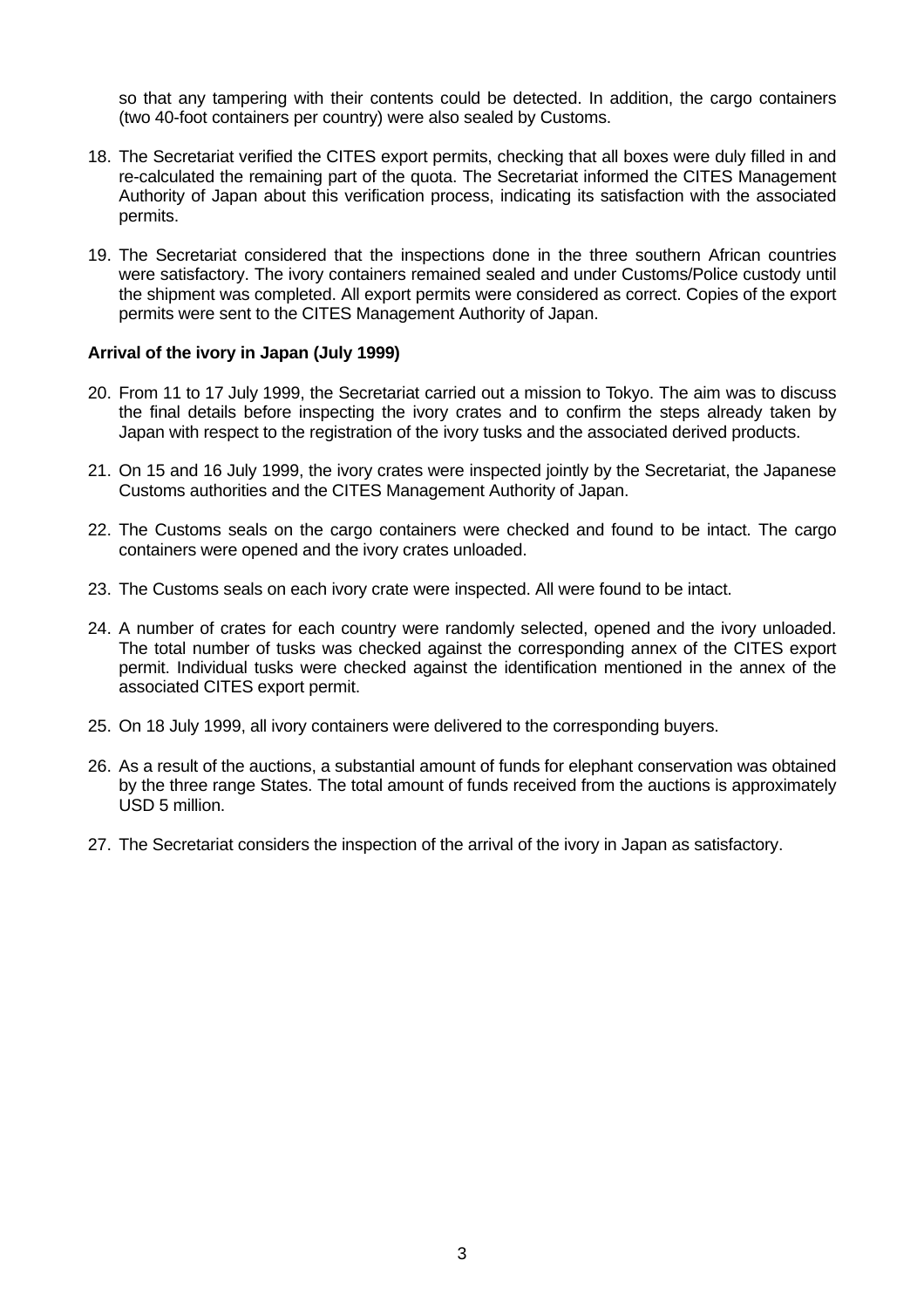so that any tampering with their contents could be detected. In addition, the cargo containers (two 40-foot containers per country) were also sealed by Customs.

18. The Secretariat verified the CITES export permits, checking that all boxes were duly filled in and re-calculated the remaining part of the quota. The Secretariat informed the CITES Management Authority of Japan about this verification process, indicating its satisfaction with the associated permits.

19. The Secretariat considered that the inspections done in the three southern African countries were satisfactory. The ivory containers remained sealed and under Customs/Police custody until the shipment was completed. All export permits were considered as correct. Copies of the export permits were sent to the CITES Management Authority of Japan.

**Arrival of the ivory in Japan (July 1999)**

20. From 11 to 17 July 1999, the Secretariat carried out a mission to Tokyo. The aim was to discuss the final details before inspecting the ivory crates and to confirm the steps already taken by Japan with respect to the registration of the ivory tusks and the associated derived products.

21. On 15 and 16 July 1999, the ivory crates were inspected jointly by the Secretariat, the Japanese Customs authorities and the CITES Management Authority of Japan.

22. The Customs seals on the cargo containers were checked and found to be intact. The cargo containers were opened and the ivory crates unloaded.

23. The Customs seals on each ivory crate were inspected. All were found to be intact.

24. A number of crates for each country were randomly selected, opened and the ivory unloaded. The total number of tusks was checked against the corresponding annex of the CITES export permit. Individual tusks were checked against the identification mentioned in the annex of the associated CITES export permit.

25. On 18 July 1999, all ivory containers were delivered to the corresponding buyers.

26. As a result of the auctions, a substantial amount of funds for elephant conservation was obtained by the three range States. The total amount of funds received from the auctions is approximately USD 5 million.

27. The Secretariat considers the inspection of the arrival of the ivory in Japan as satisfactory.